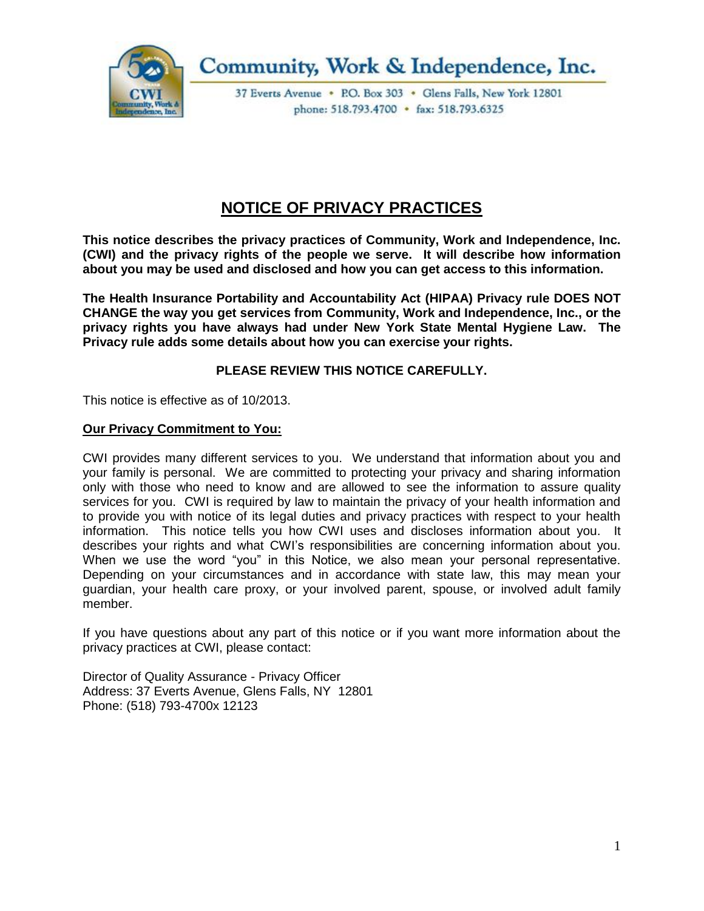Community, Work & Independence, Inc.

37 Everts Avenue • P.O. Box 303 • Glens Falls, New York 12801
phone: 518.793.4700 • fax: 518.793.6325

# NOTICE OF PRIVACY PRACTICES

**This notice describes the privacy practices of Community, Work and Independence, Inc. (CWI) and the privacy rights of the people we serve. It will describe how information about you may be used and disclosed and how you can get access to this information.**

**The Health Insurance Portability and Accountability Act (HIPAA) Privacy rule DOES NOT CHANGE the way you get services from Community, Work and Independence, Inc., or the privacy rights you have always had under New York State Mental Hygiene Law. The Privacy rule adds some details about how you can exercise your rights.**

**PLEASE REVIEW THIS NOTICE CAREFULLY.**

This notice is effective as of 10/2013.

## Our Privacy Commitment to You:

CWI provides many different services to you. We understand that information about you and your family is personal. We are committed to protecting your privacy and sharing information only with those who need to know and are allowed to see the information to assure quality services for you. CWI is required by law to maintain the privacy of your health information and to provide you with notice of its legal duties and privacy practices with respect to your health information. This notice tells you how CWI uses and discloses information about you. It describes your rights and what CWI's responsibilities are concerning information about you. When we use the word "you" in this Notice, we also mean your personal representative. Depending on your circumstances and in accordance with state law, this may mean your guardian, your health care proxy, or your involved parent, spouse, or involved adult family member.

If you have questions about any part of this notice or if you want more information about the privacy practices at CWI, please contact:

Director of Quality Assurance - Privacy Officer
Address: 37 Everts Avenue, Glens Falls, NY 12801
Phone: (518) 793-4700x 12123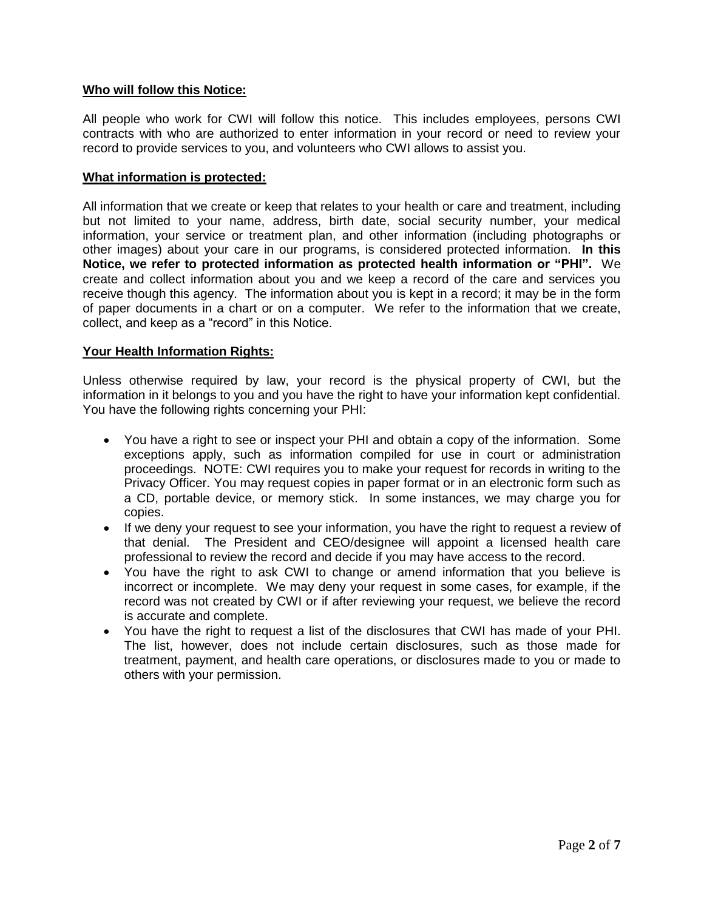## Who will follow this Notice:

All people who work for CWI will follow this notice. This includes employees, persons CWI contracts with who are authorized to enter information in your record or need to review your record to provide services to you, and volunteers who CWI allows to assist you.

## What information is protected:

All information that we create or keep that relates to your health or care and treatment, including but not limited to your name, address, birth date, social security number, your medical information, your service or treatment plan, and other information (including photographs or other images) about your care in our programs, is considered protected information. **In this Notice, we refer to protected information as protected health information or "PHI".** We create and collect information about you and we keep a record of the care and services you receive though this agency. The information about you is kept in a record; it may be in the form of paper documents in a chart or on a computer. We refer to the information that we create, collect, and keep as a "record" in this Notice.

## Your Health Information Rights:

Unless otherwise required by law, your record is the physical property of CWI, but the information in it belongs to you and you have the right to have your information kept confidential. You have the following rights concerning your PHI:

- You have a right to see or inspect your PHI and obtain a copy of the information. Some exceptions apply, such as information compiled for use in court or administration proceedings. NOTE: CWI requires you to make your request for records in writing to the Privacy Officer. You may request copies in paper format or in an electronic form such as a CD, portable device, or memory stick. In some instances, we may charge you for copies.
- If we deny your request to see your information, you have the right to request a review of that denial. The President and CEO/designee will appoint a licensed health care professional to review the record and decide if you may have access to the record.
- You have the right to ask CWI to change or amend information that you believe is incorrect or incomplete. We may deny your request in some cases, for example, if the record was not created by CWI or if after reviewing your request, we believe the record is accurate and complete.
- You have the right to request a list of the disclosures that CWI has made of your PHI. The list, however, does not include certain disclosures, such as those made for treatment, payment, and health care operations, or disclosures made to you or made to others with your permission.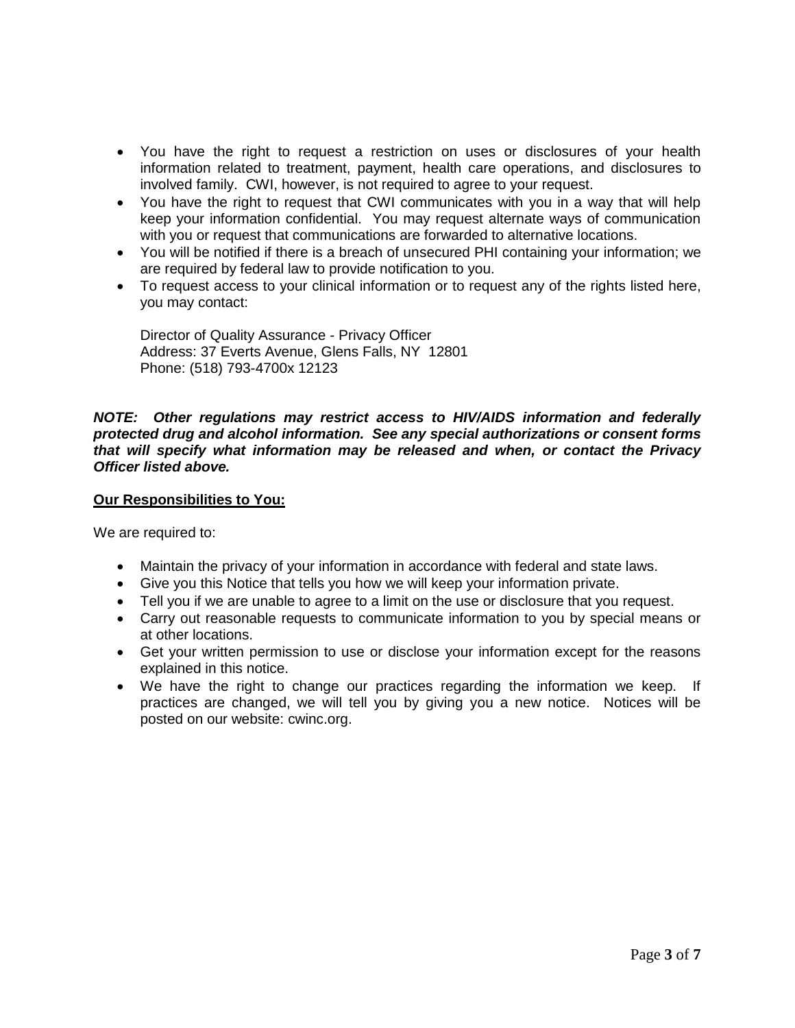- You have the right to request a restriction on uses or disclosures of your health information related to treatment, payment, health care operations, and disclosures to involved family. CWI, however, is not required to agree to your request.
- You have the right to request that CWI communicates with you in a way that will help keep your information confidential. You may request alternate ways of communication with you or request that communications are forwarded to alternative locations.
- You will be notified if there is a breach of unsecured PHI containing your information; we are required by federal law to provide notification to you.
- To request access to your clinical information or to request any of the rights listed here, you may contact:

  Director of Quality Assurance - Privacy Officer
  Address: 37 Everts Avenue, Glens Falls, NY 12801
  Phone: (518) 793-4700x 12123

***NOTE: Other regulations may restrict access to HIV/AIDS information and federally protected drug and alcohol information. See any special authorizations or consent forms that will specify what information may be released and when, or contact the Privacy Officer listed above.***

**Our Responsibilities to You:**

We are required to:

- Maintain the privacy of your information in accordance with federal and state laws.
- Give you this Notice that tells you how we will keep your information private.
- Tell you if we are unable to agree to a limit on the use or disclosure that you request.
- Carry out reasonable requests to communicate information to you by special means or at other locations.
- Get your written permission to use or disclose your information except for the reasons explained in this notice.
- We have the right to change our practices regarding the information we keep. If practices are changed, we will tell you by giving you a new notice. Notices will be posted on our website: cwinc.org.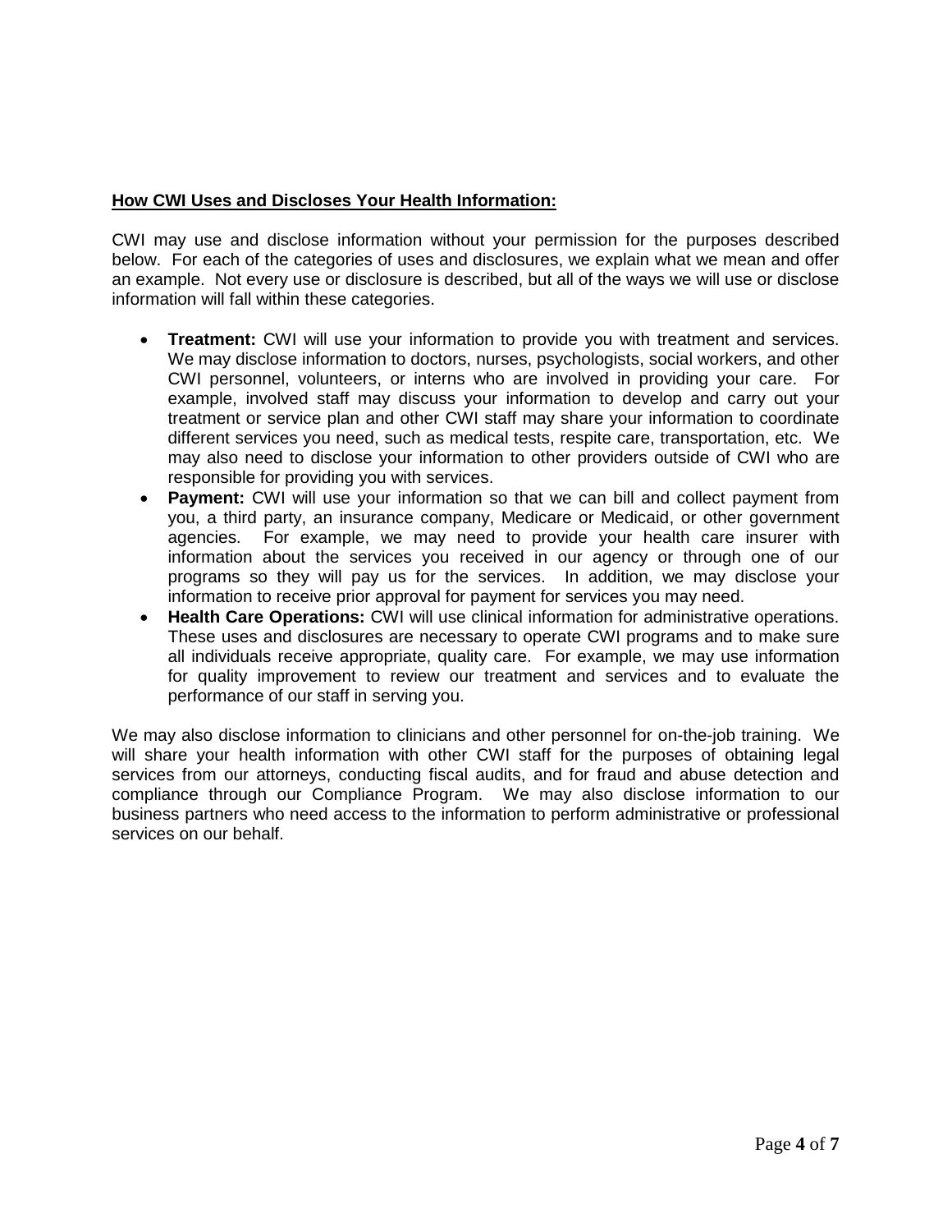**<u>How CWI Uses and Discloses Your Health Information:</u>**

CWI may use and disclose information without your permission for the purposes described below. For each of the categories of uses and disclosures, we explain what we mean and offer an example. Not every use or disclosure is described, but all of the ways we will use or disclose information will fall within these categories.

- **Treatment:** CWI will use your information to provide you with treatment and services. We may disclose information to doctors, nurses, psychologists, social workers, and other CWI personnel, volunteers, or interns who are involved in providing your care. For example, involved staff may discuss your information to develop and carry out your treatment or service plan and other CWI staff may share your information to coordinate different services you need, such as medical tests, respite care, transportation, etc. We may also need to disclose your information to other providers outside of CWI who are responsible for providing you with services.
- **Payment:** CWI will use your information so that we can bill and collect payment from you, a third party, an insurance company, Medicare or Medicaid, or other government agencies. For example, we may need to provide your health care insurer with information about the services you received in our agency or through one of our programs so they will pay us for the services. In addition, we may disclose your information to receive prior approval for payment for services you may need.
- **Health Care Operations:** CWI will use clinical information for administrative operations. These uses and disclosures are necessary to operate CWI programs and to make sure all individuals receive appropriate, quality care. For example, we may use information for quality improvement to review our treatment and services and to evaluate the performance of our staff in serving you.

We may also disclose information to clinicians and other personnel for on-the-job training. We will share your health information with other CWI staff for the purposes of obtaining legal services from our attorneys, conducting fiscal audits, and for fraud and abuse detection and compliance through our Compliance Program. We may also disclose information to our business partners who need access to the information to perform administrative or professional services on our behalf.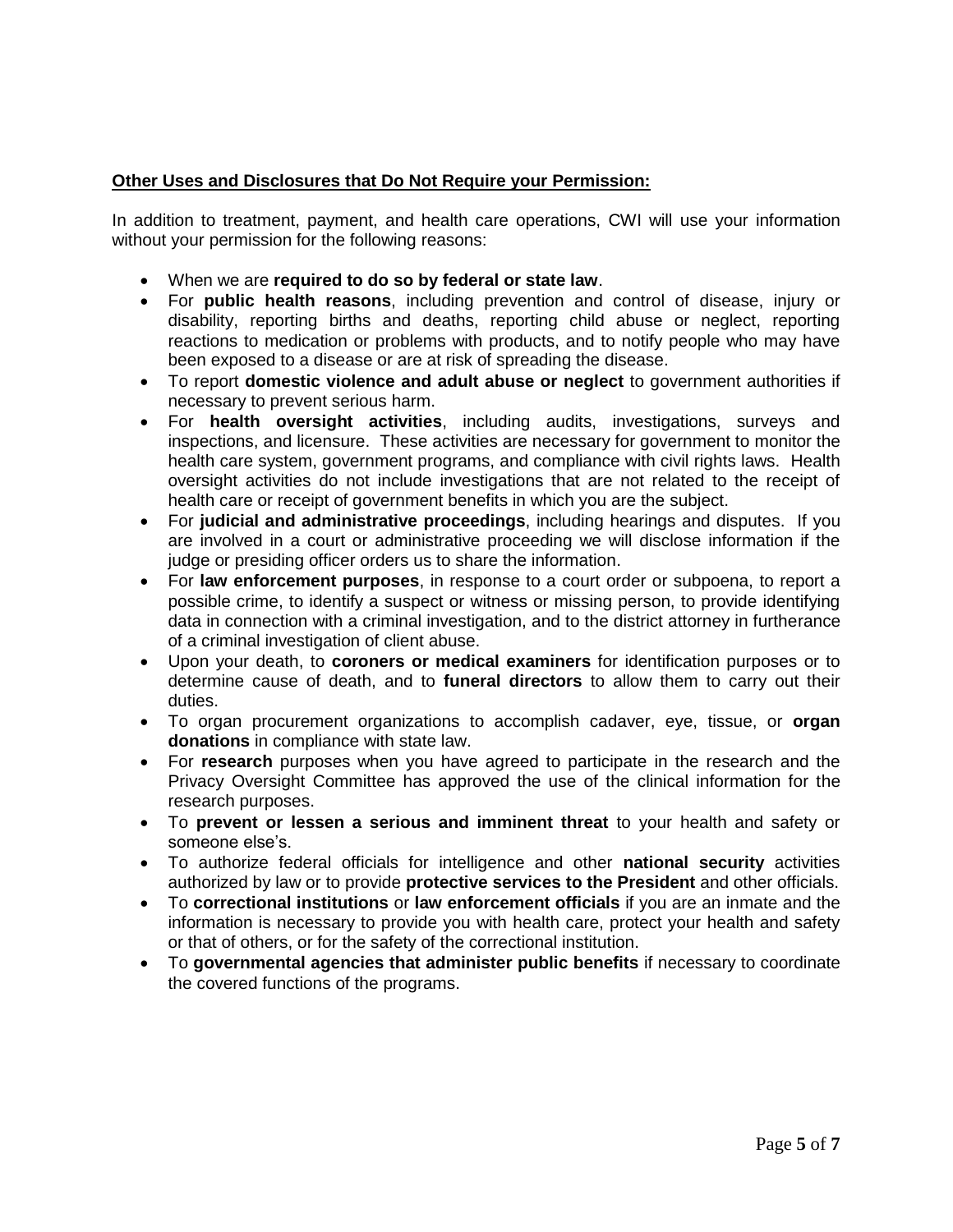**<u>Other Uses and Disclosures that Do Not Require your Permission:</u>**

In addition to treatment, payment, and health care operations, CWI will use your information without your permission for the following reasons:

- When we are **required to do so by federal or state law**.
- For **public health reasons**, including prevention and control of disease, injury or disability, reporting births and deaths, reporting child abuse or neglect, reporting reactions to medication or problems with products, and to notify people who may have been exposed to a disease or are at risk of spreading the disease.
- To report **domestic violence and adult abuse or neglect** to government authorities if necessary to prevent serious harm.
- For **health oversight activities**, including audits, investigations, surveys and inspections, and licensure. These activities are necessary for government to monitor the health care system, government programs, and compliance with civil rights laws. Health oversight activities do not include investigations that are not related to the receipt of health care or receipt of government benefits in which you are the subject.
- For **judicial and administrative proceedings**, including hearings and disputes. If you are involved in a court or administrative proceeding we will disclose information if the judge or presiding officer orders us to share the information.
- For **law enforcement purposes**, in response to a court order or subpoena, to report a possible crime, to identify a suspect or witness or missing person, to provide identifying data in connection with a criminal investigation, and to the district attorney in furtherance of a criminal investigation of client abuse.
- Upon your death, to **coroners or medical examiners** for identification purposes or to determine cause of death, and to **funeral directors** to allow them to carry out their duties.
- To organ procurement organizations to accomplish cadaver, eye, tissue, or **organ donations** in compliance with state law.
- For **research** purposes when you have agreed to participate in the research and the Privacy Oversight Committee has approved the use of the clinical information for the research purposes.
- To **prevent or lessen a serious and imminent threat** to your health and safety or someone else's.
- To authorize federal officials for intelligence and other **national security** activities authorized by law or to provide **protective services to the President** and other officials.
- To **correctional institutions** or **law enforcement officials** if you are an inmate and the information is necessary to provide you with health care, protect your health and safety or that of others, or for the safety of the correctional institution.
- To **governmental agencies that administer public benefits** if necessary to coordinate the covered functions of the programs.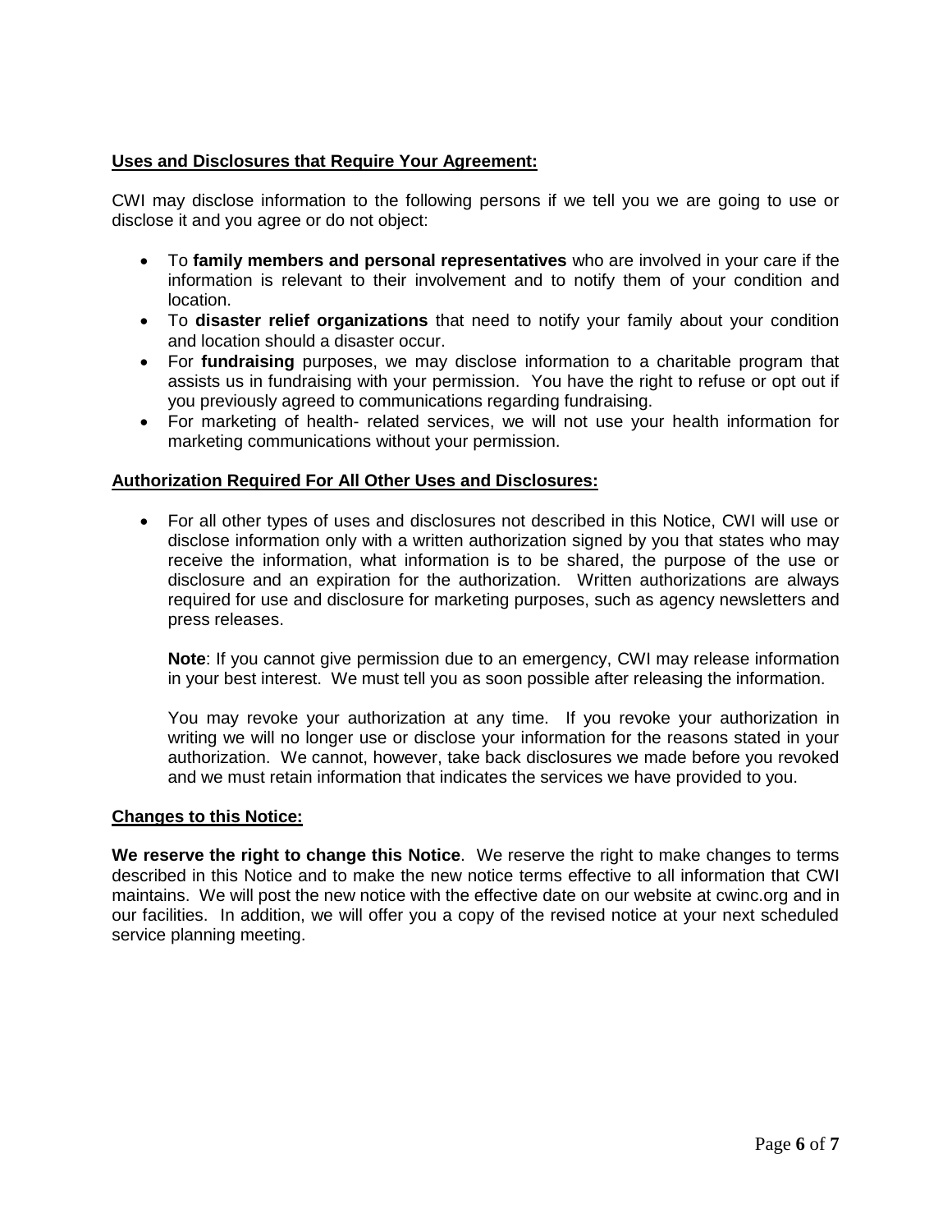**Uses and Disclosures that Require Your Agreement:**

CWI may disclose information to the following persons if we tell you we are going to use or disclose it and you agree or do not object:

- To **family members and personal representatives** who are involved in your care if the information is relevant to their involvement and to notify them of your condition and location.
- To **disaster relief organizations** that need to notify your family about your condition and location should a disaster occur.
- For **fundraising** purposes, we may disclose information to a charitable program that assists us in fundraising with your permission. You have the right to refuse or opt out if you previously agreed to communications regarding fundraising.
- For marketing of health- related services, we will not use your health information for marketing communications without your permission.

**Authorization Required For All Other Uses and Disclosures:**

- For all other types of uses and disclosures not described in this Notice, CWI will use or disclose information only with a written authorization signed by you that states who may receive the information, what information is to be shared, the purpose of the use or disclosure and an expiration for the authorization. Written authorizations are always required for use and disclosure for marketing purposes, such as agency newsletters and press releases.

  **Note**: If you cannot give permission due to an emergency, CWI may release information in your best interest. We must tell you as soon possible after releasing the information.

  You may revoke your authorization at any time. If you revoke your authorization in writing we will no longer use or disclose your information for the reasons stated in your authorization. We cannot, however, take back disclosures we made before you revoked and we must retain information that indicates the services we have provided to you.

**Changes to this Notice:**

**We reserve the right to change this Notice**. We reserve the right to make changes to terms described in this Notice and to make the new notice terms effective to all information that CWI maintains. We will post the new notice with the effective date on our website at cwinc.org and in our facilities. In addition, we will offer you a copy of the revised notice at your next scheduled service planning meeting.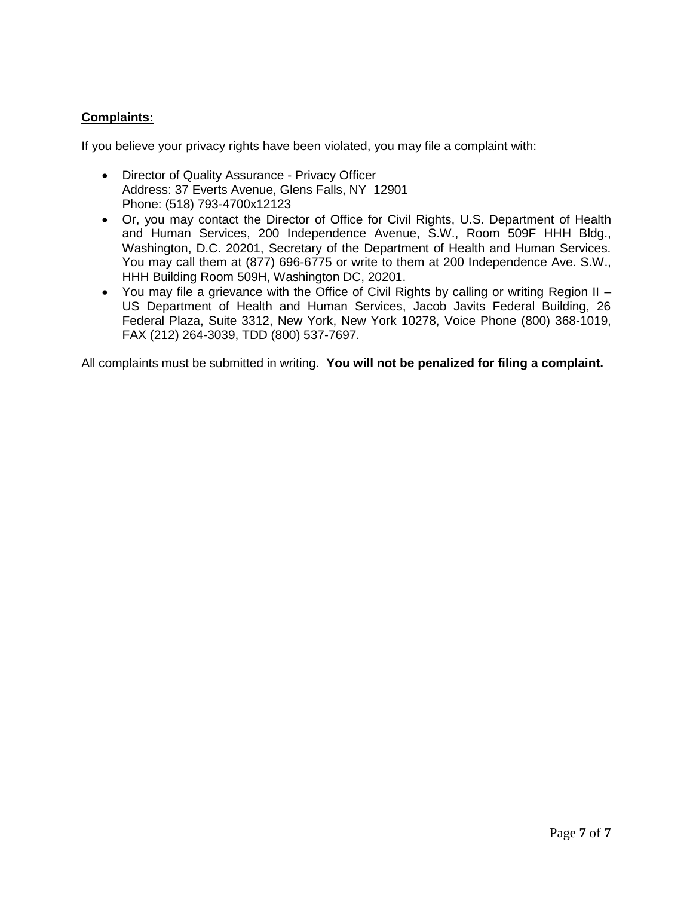**Complaints:**

If you believe your privacy rights have been violated, you may file a complaint with:

- Director of Quality Assurance - Privacy Officer
  Address: 37 Everts Avenue, Glens Falls, NY 12901
  Phone: (518) 793-4700x12123
- Or, you may contact the Director of Office for Civil Rights, U.S. Department of Health and Human Services, 200 Independence Avenue, S.W., Room 509F HHH Bldg., Washington, D.C. 20201, Secretary of the Department of Health and Human Services. You may call them at (877) 696-6775 or write to them at 200 Independence Ave. S.W., HHH Building Room 509H, Washington DC, 20201.
- You may file a grievance with the Office of Civil Rights by calling or writing Region II – US Department of Health and Human Services, Jacob Javits Federal Building, 26 Federal Plaza, Suite 3312, New York, New York 10278, Voice Phone (800) 368-1019, FAX (212) 264-3039, TDD (800) 537-7697.

All complaints must be submitted in writing. **You will not be penalized for filing a complaint.**